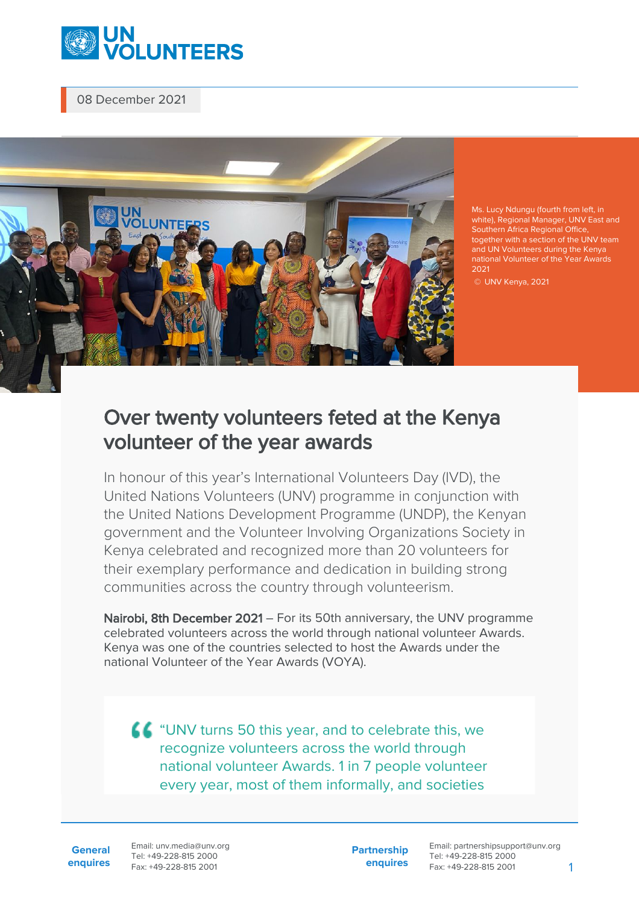08 December 2021

Ms. Lucy Ndungu (fourth from left, in white), Regional Manager, UNV East and Southern Africa Regional Office, together with a section of the UNV team and UN Volunteers during the Kenya national Volunteer of the Year Awards 2021

© UNV Kenya, 2021

# Over twenty volunteers feted at the Kenya volunteer of the year awards

In honour of this year's International Volunteers Day (IVD), the United Nations Volunteers (UNV) programme in conjunction with the United Nations Development Programme (UNDP), the Kenyan government and the Volunteer Involving Organizations Society in Kenya celebrated and recognized more than 20 volunteers for their exemplary performance and dedication in building strong communities across the country through volunteerism.

**Nairobi, 8th December 2021** – For its 50th anniversary, the UNV programme celebrated volunteers across the world through national volunteer Awards. Kenya was one of the countries selected to host the Awards under the national Volunteer of the Year Awards (VOYA).

> "UNV turns 50 this year, and to celebrate this, we recognize volunteers across the world through national volunteer Awards. 1 in 7 people volunteer every year, most of them informally, and societies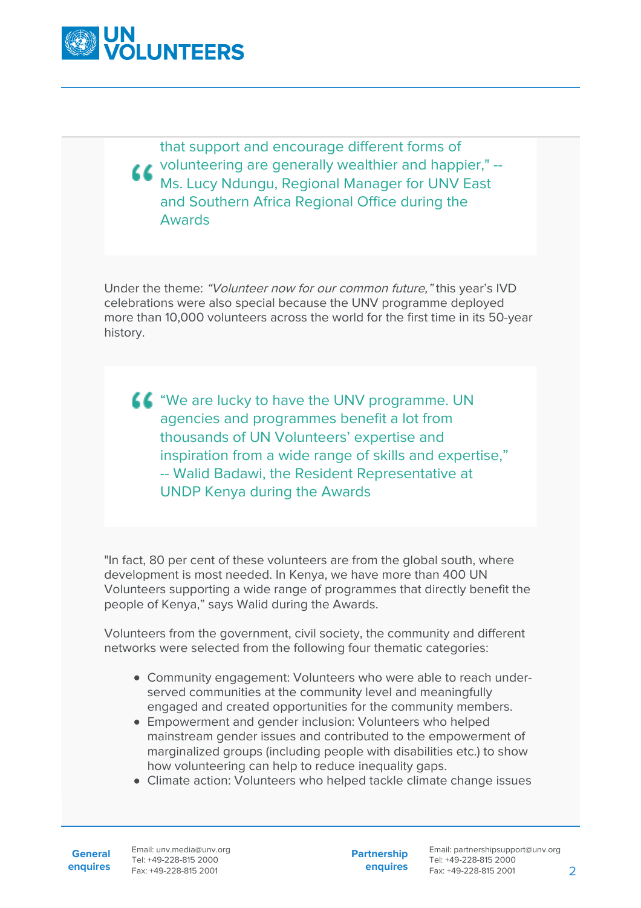> that support and encourage different forms of volunteering are generally wealthier and happier," -- Ms. Lucy Ndungu, Regional Manager for UNV East and Southern Africa Regional Office during the Awards

Under the theme: *"Volunteer now for our common future,"* this year's IVD celebrations were also special because the UNV programme deployed more than 10,000 volunteers across the world for the first time in its 50-year history.

> "We are lucky to have the UNV programme. UN agencies and programmes benefit a lot from thousands of UN Volunteers' expertise and inspiration from a wide range of skills and expertise," -- Walid Badawi, the Resident Representative at UNDP Kenya during the Awards

"In fact, 80 per cent of these volunteers are from the global south, where development is most needed. In Kenya, we have more than 400 UN Volunteers supporting a wide range of programmes that directly benefit the people of Kenya," says Walid during the Awards.

Volunteers from the government, civil society, the community and different networks were selected from the following four thematic categories:

- Community engagement: Volunteers who were able to reach under-served communities at the community level and meaningfully engaged and created opportunities for the community members.
- Empowerment and gender inclusion: Volunteers who helped mainstream gender issues and contributed to the empowerment of marginalized groups (including people with disabilities etc.) to show how volunteering can help to reduce inequality gaps.
- Climate action: Volunteers who helped tackle climate change issues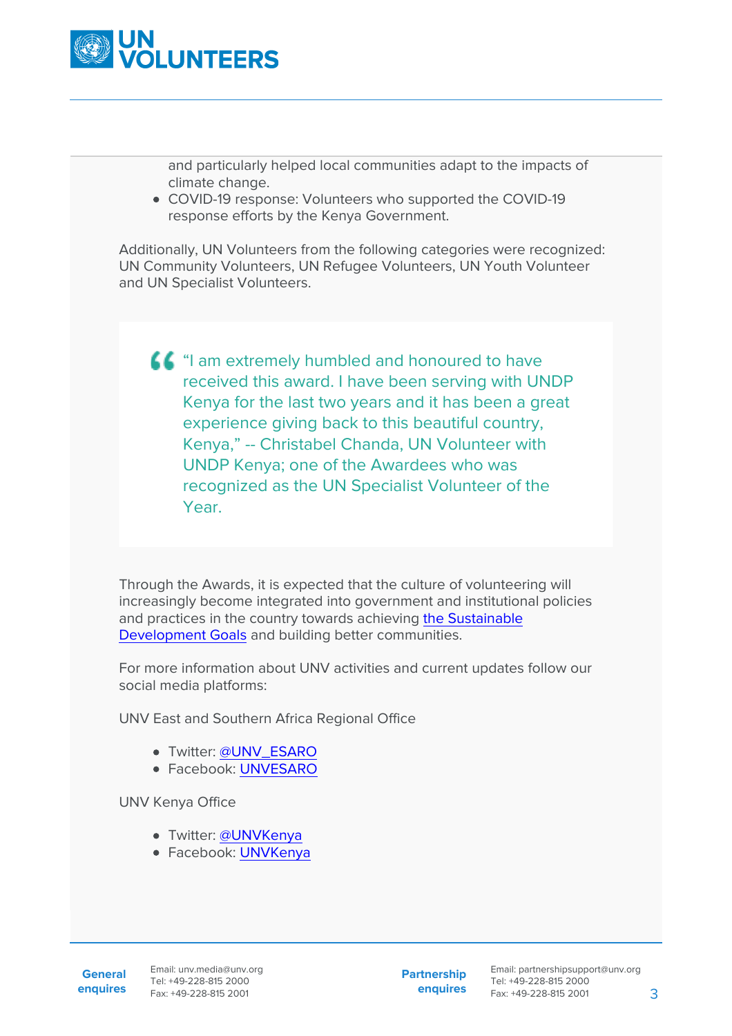and particularly helped local communities adapt to the impacts of climate change.

- COVID-19 response: Volunteers who supported the COVID-19 response efforts by the Kenya Government.

Additionally, UN Volunteers from the following categories were recognized: UN Community Volunteers, UN Refugee Volunteers, UN Youth Volunteer and UN Specialist Volunteers.

> “I am extremely humbled and honoured to have received this award. I have been serving with UNDP Kenya for the last two years and it has been a great experience giving back to this beautiful country, Kenya,” -- Christabel Chanda, UN Volunteer with UNDP Kenya; one of the Awardees who was recognized as the UN Specialist Volunteer of the Year.

Through the Awards, it is expected that the culture of volunteering will increasingly become integrated into government and institutional policies and practices in the country towards achieving the Sustainable Development Goals and building better communities.

For more information about UNV activities and current updates follow our social media platforms:

UNV East and Southern Africa Regional Office

- Twitter: @UNV_ESARO
- Facebook: UNVESARO

UNV Kenya Office

- Twitter: @UNVKenya
- Facebook: UNVKenya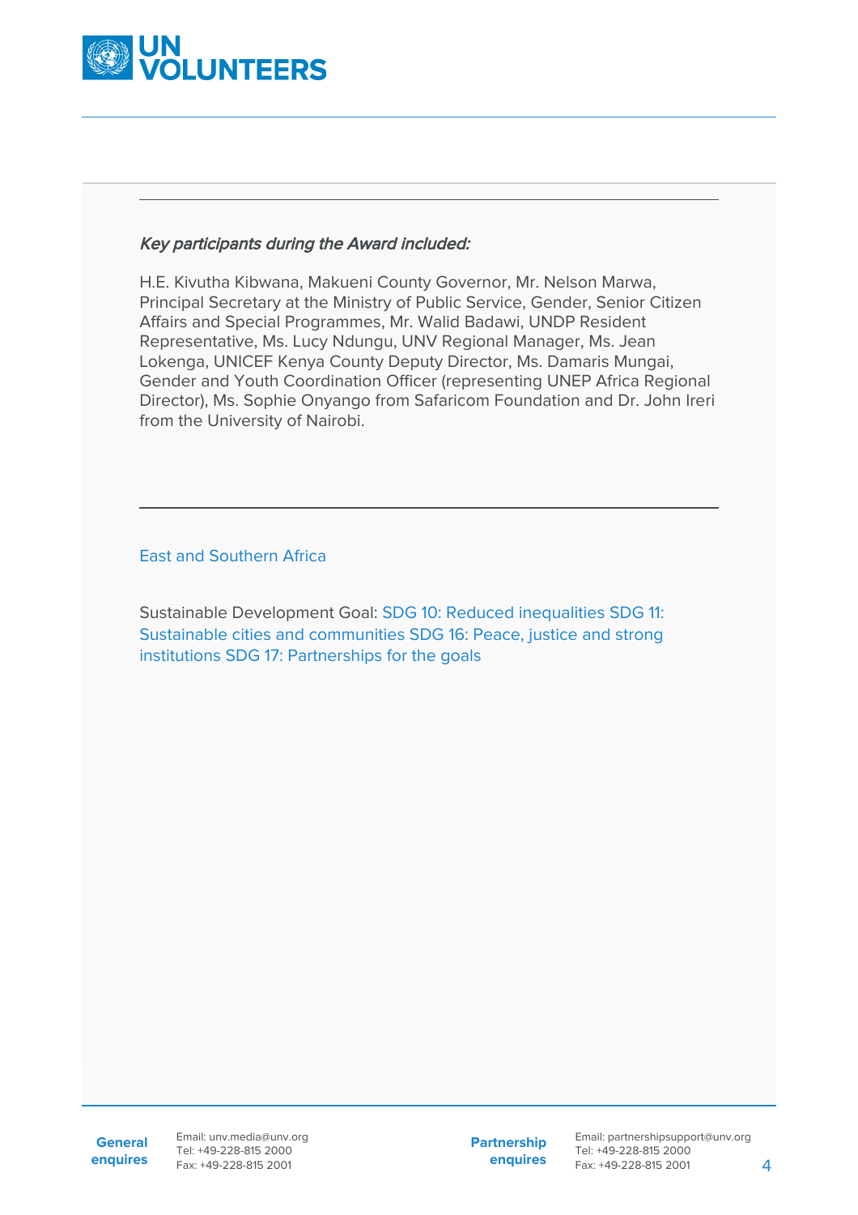*Key participants during the Award included:*

H.E. Kivutha Kibwana, Makueni County Governor, Mr. Nelson Marwa, Principal Secretary at the Ministry of Public Service, Gender, Senior Citizen Affairs and Special Programmes, Mr. Walid Badawi, UNDP Resident Representative, Ms. Lucy Ndungu, UNV Regional Manager, Ms. Jean Lokenga, UNICEF Kenya County Deputy Director, Ms. Damaris Mungai, Gender and Youth Coordination Officer (representing UNEP Africa Regional Director), Ms. Sophie Onyango from Safaricom Foundation and Dr. John Ireri from the University of Nairobi.

---

East and Southern Africa

Sustainable Development Goal: SDG 10: Reduced inequalities SDG 11: Sustainable cities and communities SDG 16: Peace, justice and strong institutions SDG 17: Partnerships for the goals

**General enquires**
Email: unv.media@unv.org
Tel: +49-228-815 2000
Fax: +49-228-815 2001

**Partnership enquires**
Email: partnershipsupport@unv.org
Tel: +49-228-815 2000
Fax: +49-228-815 2001